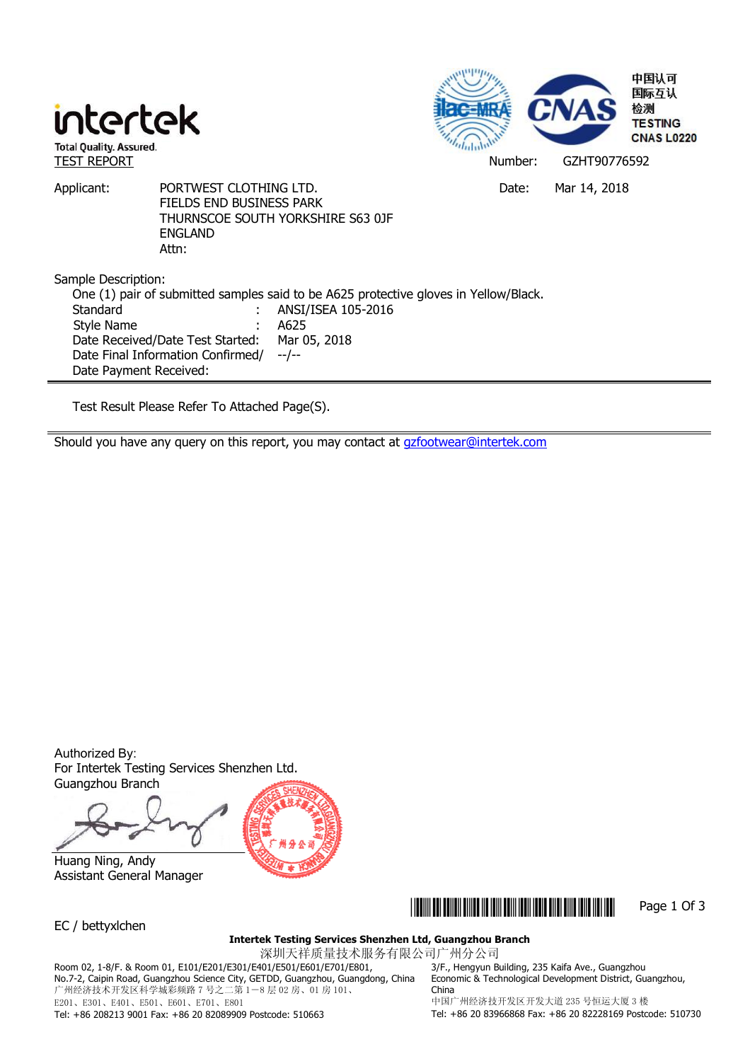intertek

Total Quality. Assured.

中国认可
国际互认
检测
TESTING
CNAS L0220

TEST REPORT

Number: GZHT90776592

Applicant: PORTWEST CLOTHING LTD.
FIELDS END BUSINESS PARK
THURNSCOE SOUTH YORKSHIRE S63 0JF
ENGLAND
Attn:

Date: Mar 14, 2018

Sample Description:

One (1) pair of submitted samples said to be A625 protective gloves in Yellow/Black.

Standard : ANSI/ISEA 105-2016

Style Name : A625

Date Received/Date Test Started: Mar 05, 2018

Date Final Information Confirmed/ --/--

Date Payment Received:

---

Test Result Please Refer To Attached Page(S).

---

Should you have any query on this report, you may contact at gzfootwear@intertek.com

Authorized By:
For Intertek Testing Services Shenzhen Ltd.
Guangzhou Branch

Huang Ning, Andy
Assistant General Manager

EC / bettyxlchen

**Intertek Testing Services Shenzhen Ltd, Guangzhou Branch**
深圳天祥质量技术服务有限公司广州分公司

Room 02, 1-8/F. & Room 01, E101/E201/E301/E401/E501/E601/E701/E801, No.7-2, Caipin Road, Guangzhou Science City, GETDD, Guangzhou, Guangdong, China
广州经济技术开发区科学城彩频路 7 号之二第 1－8 层 02 房、01 房 101、E201、E301、E401、E501、E601、E701、E801
Tel: +86 208213 9001 Fax: +86 20 82089909 Postcode: 510663

3/F., Hengyun Building, 235 Kaifa Ave., Guangzhou Economic & Technological Development District, Guangzhou, China
中国广州经济技开发区开发大道 235 号恒运大厦 3 楼
Tel: +86 20 83966868 Fax: +86 20 82228169 Postcode: 510730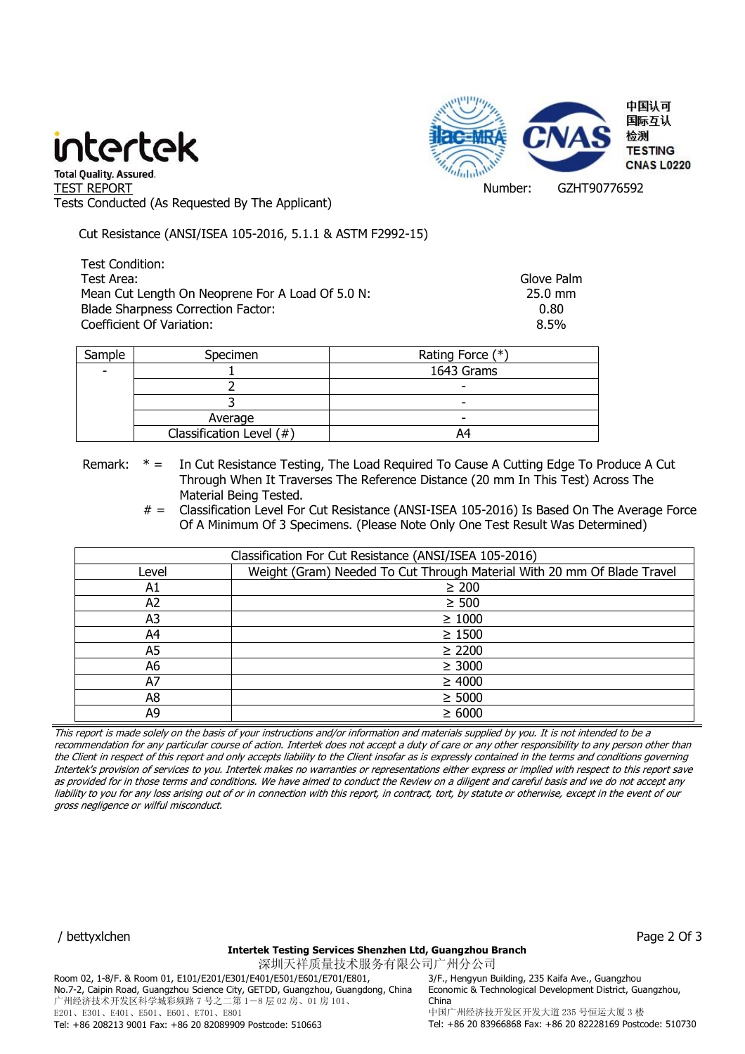intertek

Total Quality. Assured.

TEST REPORT

Tests Conducted (As Requested By The Applicant)

Number: GZHT90776592

Cut Resistance (ANSI/ISEA 105-2016, 5.1.1 & ASTM F2992-15)

| Test Condition: | |
|---|---|
| Test Area: | Glove Palm |
| Mean Cut Length On Neoprene For A Load Of 5.0 N: | 25.0 mm |
| Blade Sharpness Correction Factor: | 0.80 |
| Coefficient Of Variation: | 8.5% |

| Sample | Specimen | Rating Force (*) |
|---|---|---|
| - | 1 | 1643 Grams |
| | 2 | - |
| | 3 | - |
| | Average | - |
| | Classification Level (#) | A4 |

Remark: * = In Cut Resistance Testing, The Load Required To Cause A Cutting Edge To Produce A Cut Through When It Traverses The Reference Distance (20 mm In This Test) Across The Material Being Tested.

# = Classification Level For Cut Resistance (ANSI-ISEA 105-2016) Is Based On The Average Force Of A Minimum Of 3 Specimens. (Please Note Only One Test Result Was Determined)

| Classification For Cut Resistance (ANSI/ISEA 105-2016) | |
|---|---|
| Level | Weight (Gram) Needed To Cut Through Material With 20 mm Of Blade Travel |
| A1 | ≥ 200 |
| A2 | ≥ 500 |
| A3 | ≥ 1000 |
| A4 | ≥ 1500 |
| A5 | ≥ 2200 |
| A6 | ≥ 3000 |
| A7 | ≥ 4000 |
| A8 | ≥ 5000 |
| A9 | ≥ 6000 |

*This report is made solely on the basis of your instructions and/or information and materials supplied by you. It is not intended to be a recommendation for any particular course of action. Intertek does not accept a duty of care or any other responsibility to any person other than the Client in respect of this report and only accepts liability to the Client insofar as is expressly contained in the terms and conditions governing Intertek's provision of services to you. Intertek makes no warranties or representations either express or implied with respect to this report save as provided for in those terms and conditions. We have aimed to conduct the Review on a diligent and careful basis and we do not accept any liability to you for any loss arising out of or in connection with this report, in contract, tort, by statute or otherwise, except in the event of our gross negligence or wilful misconduct.*

/ bettyxlchen

**Intertek Testing Services Shenzhen Ltd, Guangzhou Branch**

深圳天祥质量技术服务有限公司广州分公司

Room 02, 1-8/F. & Room 01, E101/E201/E301/E401/E501/E601/E701/E801, No.7-2, Caipin Road, Guangzhou Science City, GETDD, Guangzhou, Guangdong, China
广州经济技术开发区科学城彩频路 7 号之二第 1－8 层 02 房、01 房 101、E201、E301、E401、E501、E601、E701、E801
Tel: +86 208213 9001 Fax: +86 20 82089909 Postcode: 510663

3/F., Hengyun Building, 235 Kaifa Ave., Guangzhou Economic & Technological Development District, Guangzhou, China
中国广州经济技开发区开发大道 235 号恒运大厦 3 楼
Tel: +86 20 83966868 Fax: +86 20 82228169 Postcode: 510730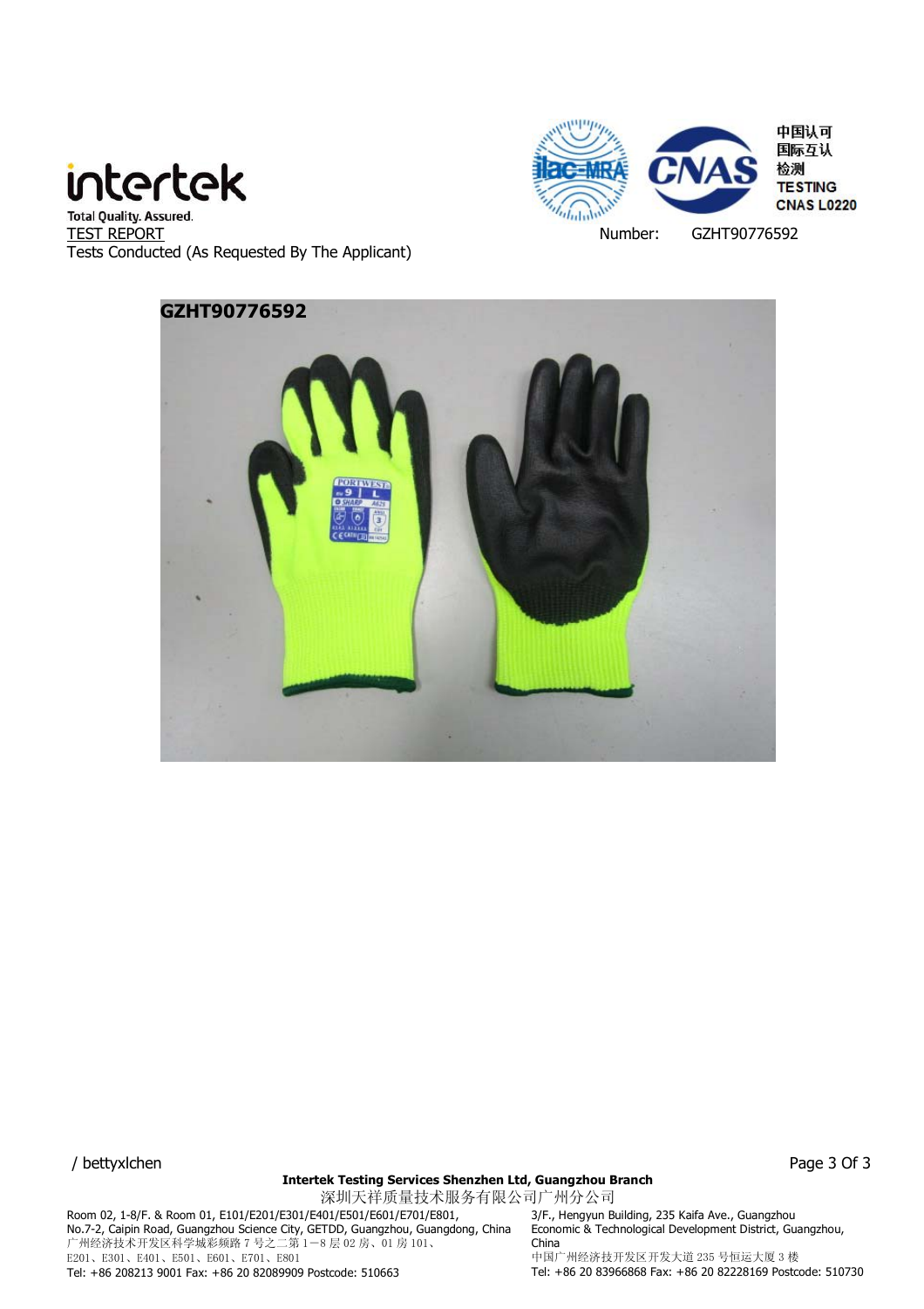TEST REPORT

Tests Conducted (As Requested By The Applicant)

Number: GZHT90776592

GZHT90776592

/ bettyxlchen

**Intertek Testing Services Shenzhen Ltd, Guangzhou Branch**

深圳天祥质量技术服务有限公司广州分公司

Room 02, 1-8/F. & Room 01, E101/E201/E301/E401/E501/E601/E701/E801, No.7-2, Caipin Road, Guangzhou Science City, GETDD, Guangzhou, Guangdong, China

广州经济技术开发区科学城彩频路 7 号之二第 1—8 层 02 房、01 房 101、E201、E301、E401、E501、E601、E701、E801

Tel: +86 208213 9001 Fax: +86 20 82089909 Postcode: 510663

3/F., Hengyun Building, 235 Kaifa Ave., Guangzhou Economic & Technological Development District, Guangzhou, China

中国广州经济技开发区开发大道 235 号恒运大厦 3 楼

Tel: +86 20 83966868 Fax: +86 20 82228169 Postcode: 510730